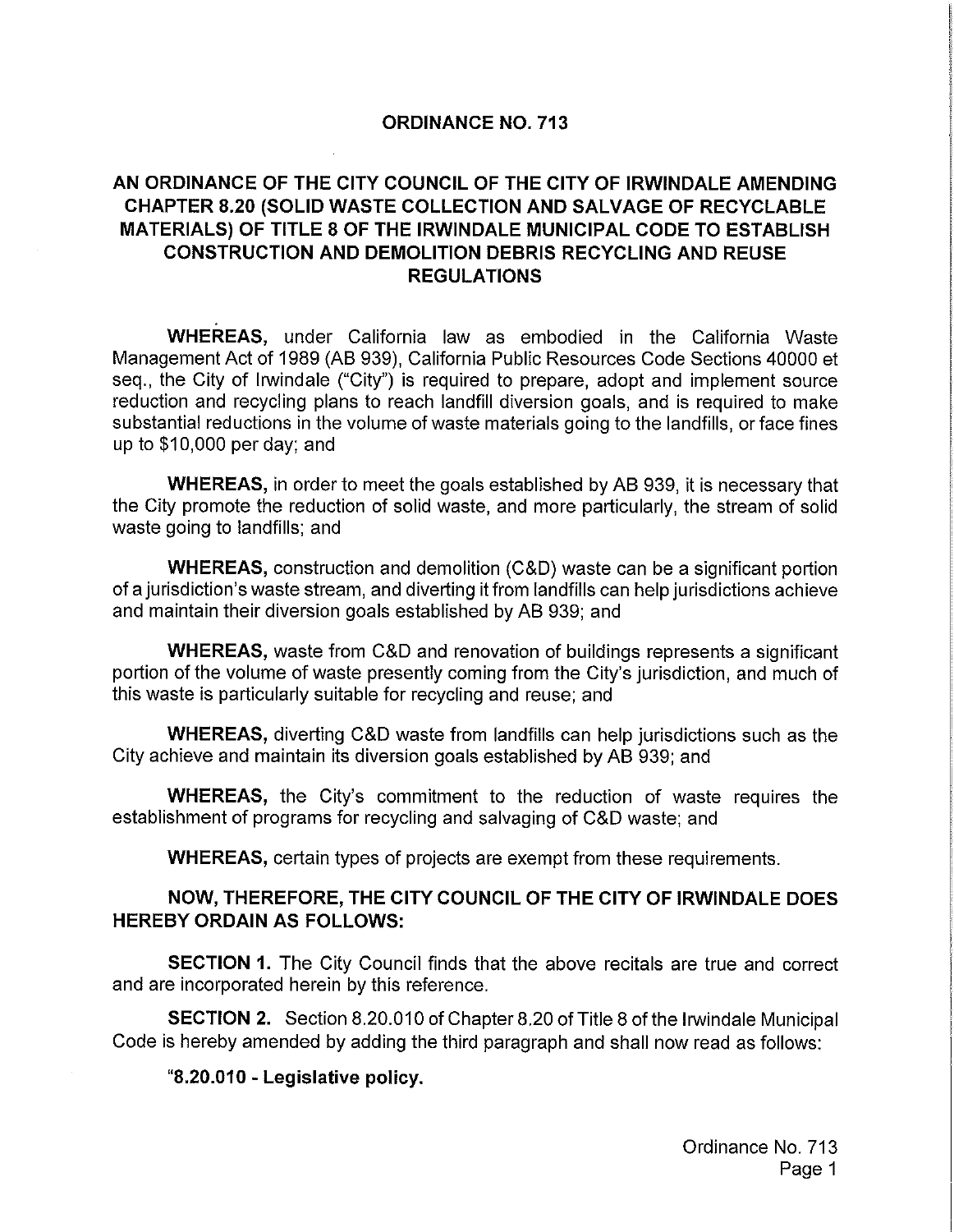# ORDINANCE NO. 713

## AN ORDINANCE OF THE CITY COUNCIL OF THE CITY OF IRWINDALE AMENDING CHAPTER 8.20 (SOLID WASTE COLLECTION AND SALVAGE OF RECYCLABLE MATERIALS) OF TITLE 8 OF THE IRWINDALE MUNICIPAL CODE TO ESTABLISH CONSTRUCTION AND DEMOLITION DEBRIS RECYCLING AND REUSE REGULATIONS

**WHEREAS,** under California law as embodied in the California Waste Management Act of 1989 (AB 939), California Public Resources Code Sections 40000 et seq., the City of Irwindale ("City") is required to prepare, adopt and implement source reduction and recycling plans to reach landfill diversion goals, and is required to make substantial reductions in the volume of waste materials going to the landfills, or face fines up to $10,000 per day; and

**WHEREAS,** in order to meet the goals established by AB 939, it is necessary that the City promote the reduction of solid waste, and more particularly, the stream of solid waste going to landfills; and

**WHEREAS,** construction and demolition (C&D) waste can be a significant portion of a jurisdiction's waste stream, and diverting it from landfills can help jurisdictions achieve and maintain their diversion goals established by AB 939; and

**WHEREAS,** waste from C&D and renovation of buildings represents a significant portion of the volume of waste presently coming from the City's jurisdiction, and much of this waste is particularly suitable for recycling and reuse; and

**WHEREAS,** diverting C&D waste from landfills can help jurisdictions such as the City achieve and maintain its diversion goals established by AB 939; and

**WHEREAS,** the City's commitment to the reduction of waste requires the establishment of programs for recycling and salvaging of C&D waste; and

**WHEREAS,** certain types of projects are exempt from these requirements.

**NOW, THEREFORE, THE CITY COUNCIL OF THE CITY OF IRWINDALE DOES HEREBY ORDAIN AS FOLLOWS:**

**SECTION 1.** The City Council finds that the above recitals are true and correct and are incorporated herein by this reference.

**SECTION 2.** Section 8.20.010 of Chapter 8.20 of Title 8 of the Irwindale Municipal Code is hereby amended by adding the third paragraph and shall now read as follows:

**"8.20.010 - Legislative policy.**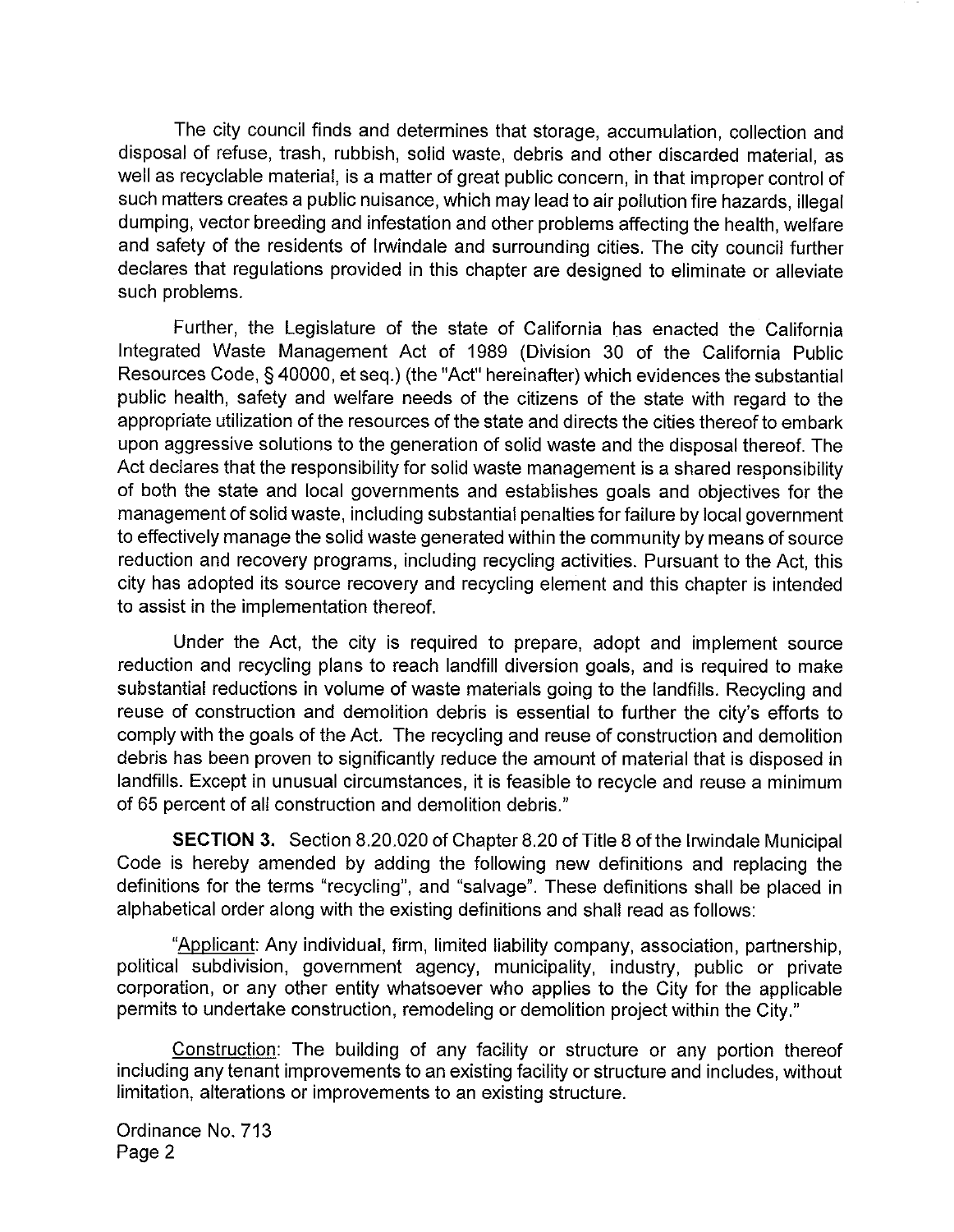The city council finds and determines that storage, accumulation, collection and disposal of refuse, trash, rubbish, solid waste, debris and other discarded material, as well as recyclable material, is a matter of great public concern, in that improper control of such matters creates a public nuisance, which may lead to air pollution fire hazards, illegal dumping, vector breeding and infestation and other problems affecting the health, welfare and safety of the residents of Irwindale and surrounding cities. The city council further declares that regulations provided in this chapter are designed to eliminate or alleviate such problems.

Further, the Legislature of the state of California has enacted the California Integrated Waste Management Act of 1989 (Division 30 of the California Public Resources Code, § 40000, et seq.) (the "Act" hereinafter) which evidences the substantial public health, safety and welfare needs of the citizens of the state with regard to the appropriate utilization of the resources of the state and directs the cities thereof to embark upon aggressive solutions to the generation of solid waste and the disposal thereof. The Act declares that the responsibility for solid waste management is a shared responsibility of both the state and local governments and establishes goals and objectives for the management of solid waste, including substantial penalties for failure by local government to effectively manage the solid waste generated within the community by means of source reduction and recovery programs, including recycling activities. Pursuant to the Act, this city has adopted its source recovery and recycling element and this chapter is intended to assist in the implementation thereof.

Under the Act, the city is required to prepare, adopt and implement source reduction and recycling plans to reach landfill diversion goals, and is required to make substantial reductions in volume of waste materials going to the landfills. Recycling and reuse of construction and demolition debris is essential to further the city's efforts to comply with the goals of the Act. The recycling and reuse of construction and demolition debris has been proven to significantly reduce the amount of material that is disposed in landfills. Except in unusual circumstances, it is feasible to recycle and reuse a minimum of 65 percent of all construction and demolition debris."

**SECTION 3.** Section 8.20.020 of Chapter 8.20 of Title 8 of the Irwindale Municipal Code is hereby amended by adding the following new definitions and replacing the definitions for the terms "recycling", and "salvage". These definitions shall be placed in alphabetical order along with the existing definitions and shall read as follows:

"Applicant: Any individual, firm, limited liability company, association, partnership, political subdivision, government agency, municipality, industry, public or private corporation, or any other entity whatsoever who applies to the City for the applicable permits to undertake construction, remodeling or demolition project within the City."

Construction: The building of any facility or structure or any portion thereof including any tenant improvements to an existing facility or structure and includes, without limitation, alterations or improvements to an existing structure.

Ordinance No. 713
Page 2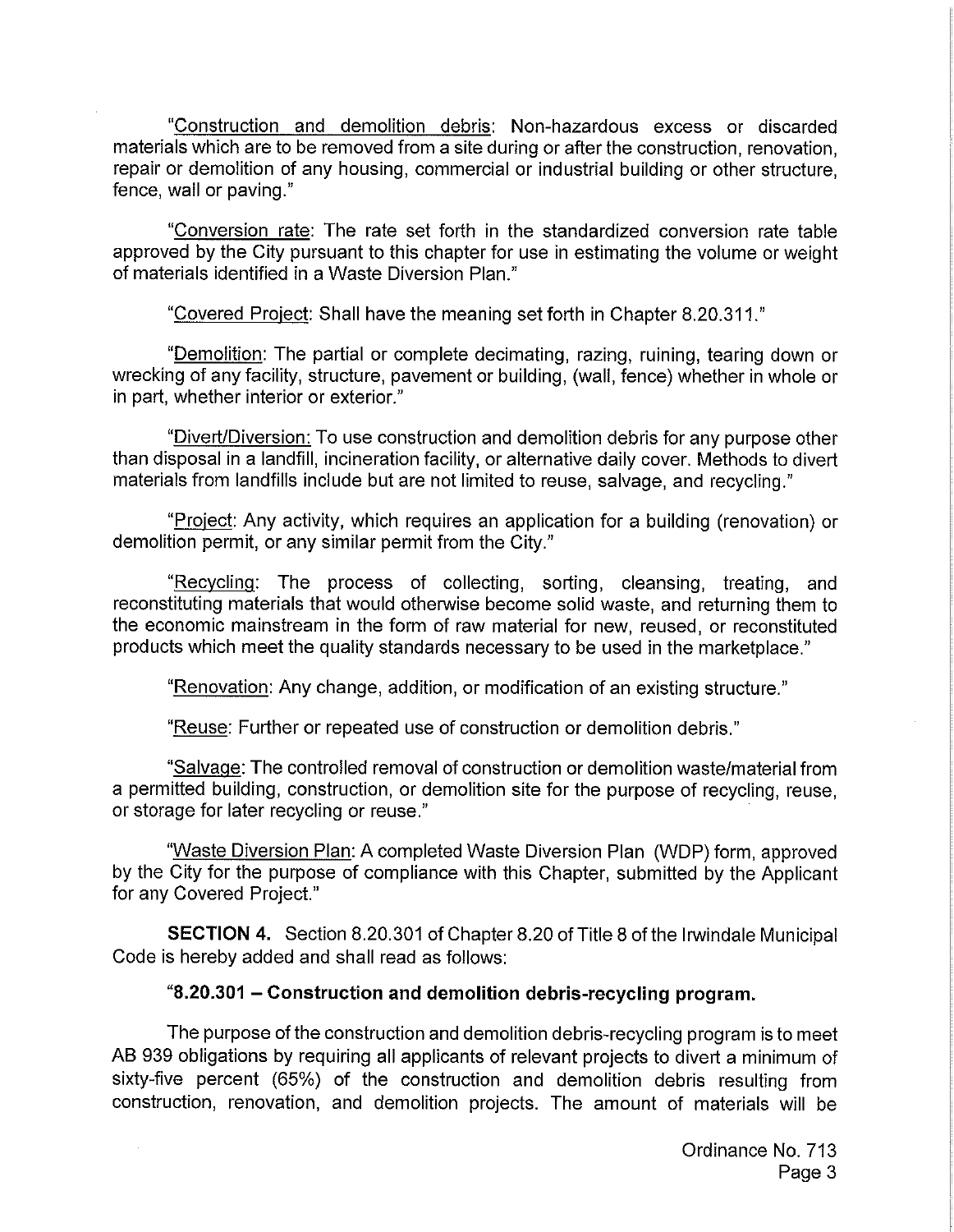"Construction and demolition debris: Non-hazardous excess or discarded materials which are to be removed from a site during or after the construction, renovation, repair or demolition of any housing, commercial or industrial building or other structure, fence, wall or paving."

"Conversion rate: The rate set forth in the standardized conversion rate table approved by the City pursuant to this chapter for use in estimating the volume or weight of materials identified in a Waste Diversion Plan."

"Covered Project: Shall have the meaning set forth in Chapter 8.20.311."

"Demolition: The partial or complete decimating, razing, ruining, tearing down or wrecking of any facility, structure, pavement or building, (wall, fence) whether in whole or in part, whether interior or exterior."

"Divert/Diversion: To use construction and demolition debris for any purpose other than disposal in a landfill, incineration facility, or alternative daily cover. Methods to divert materials from landfills include but are not limited to reuse, salvage, and recycling."

"Project: Any activity, which requires an application for a building (renovation) or demolition permit, or any similar permit from the City."

"Recycling: The process of collecting, sorting, cleansing, treating, and reconstituting materials that would otherwise become solid waste, and returning them to the economic mainstream in the form of raw material for new, reused, or reconstituted products which meet the quality standards necessary to be used in the marketplace."

"Renovation: Any change, addition, or modification of an existing structure."

"Reuse: Further or repeated use of construction or demolition debris."

"Salvage: The controlled removal of construction or demolition waste/material from a permitted building, construction, or demolition site for the purpose of recycling, reuse, or storage for later recycling or reuse."

"Waste Diversion Plan: A completed Waste Diversion Plan (WDP) form, approved by the City for the purpose of compliance with this Chapter, submitted by the Applicant for any Covered Project."

**SECTION 4.** Section 8.20.301 of Chapter 8.20 of Title 8 of the Irwindale Municipal Code is hereby added and shall read as follows:

**"8.20.301 – Construction and demolition debris-recycling program.**

The purpose of the construction and demolition debris-recycling program is to meet AB 939 obligations by requiring all applicants of relevant projects to divert a minimum of sixty-five percent (65%) of the construction and demolition debris resulting from construction, renovation, and demolition projects. The amount of materials will be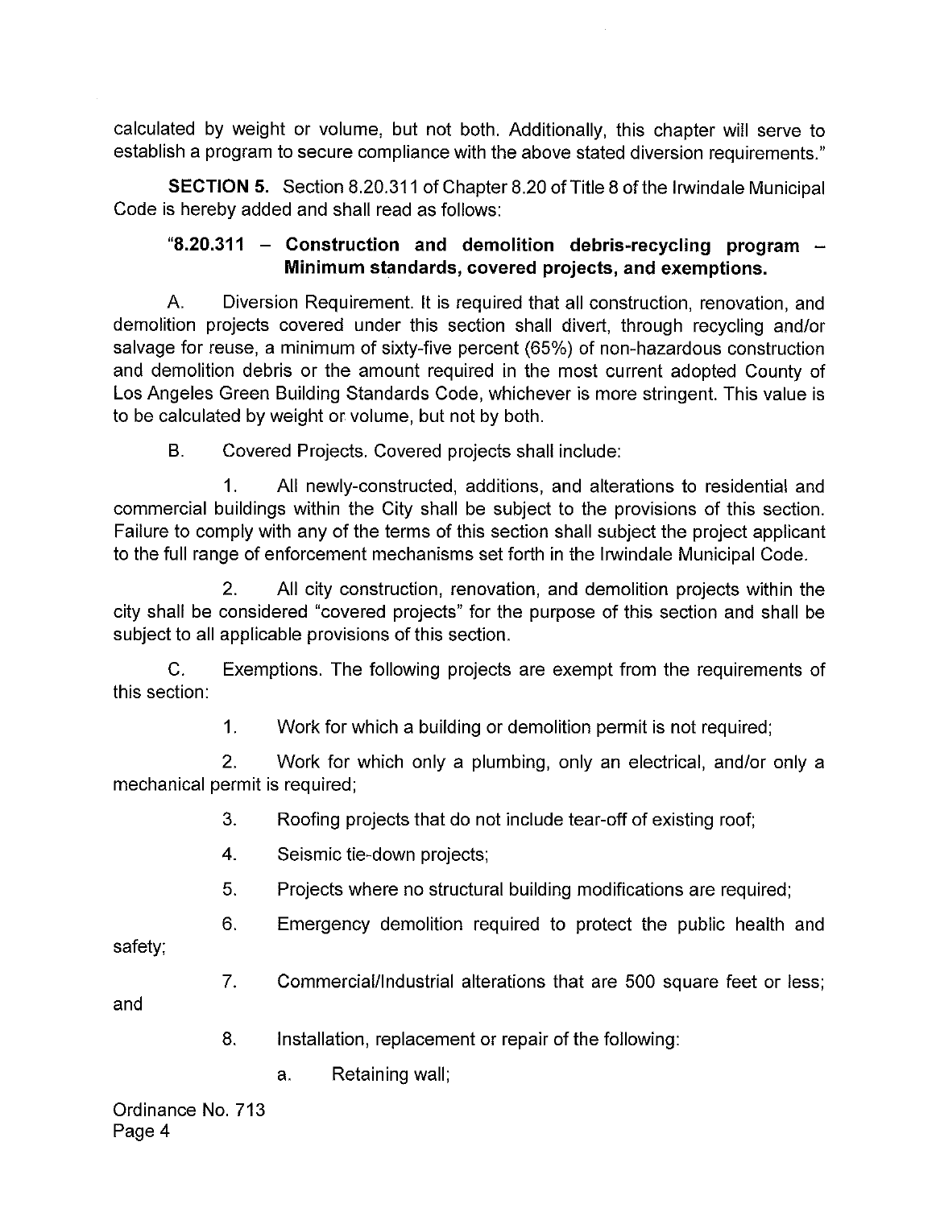calculated by weight or volume, but not both. Additionally, this chapter will serve to establish a program to secure compliance with the above stated diversion requirements."

**SECTION 5.** Section 8.20.311 of Chapter 8.20 of Title 8 of the Irwindale Municipal Code is hereby added and shall read as follows:

**"8.20.311 – Construction and demolition debris-recycling program – Minimum standards, covered projects, and exemptions.**

A. Diversion Requirement. It is required that all construction, renovation, and demolition projects covered under this section shall divert, through recycling and/or salvage for reuse, a minimum of sixty-five percent (65%) of non-hazardous construction and demolition debris or the amount required in the most current adopted County of Los Angeles Green Building Standards Code, whichever is more stringent. This value is to be calculated by weight or volume, but not by both.

B. Covered Projects. Covered projects shall include:

1. All newly-constructed, additions, and alterations to residential and commercial buildings within the City shall be subject to the provisions of this section. Failure to comply with any of the terms of this section shall subject the project applicant to the full range of enforcement mechanisms set forth in the Irwindale Municipal Code.

2. All city construction, renovation, and demolition projects within the city shall be considered "covered projects" for the purpose of this section and shall be subject to all applicable provisions of this section.

C. Exemptions. The following projects are exempt from the requirements of this section:

1. Work for which a building or demolition permit is not required;

2. Work for which only a plumbing, only an electrical, and/or only a mechanical permit is required;

3. Roofing projects that do not include tear-off of existing roof;

4. Seismic tie-down projects;

5. Projects where no structural building modifications are required;

6. Emergency demolition required to protect the public health and safety;

7. Commercial/Industrial alterations that are 500 square feet or less; and

8. Installation, replacement or repair of the following:

a. Retaining wall;

Ordinance No. 713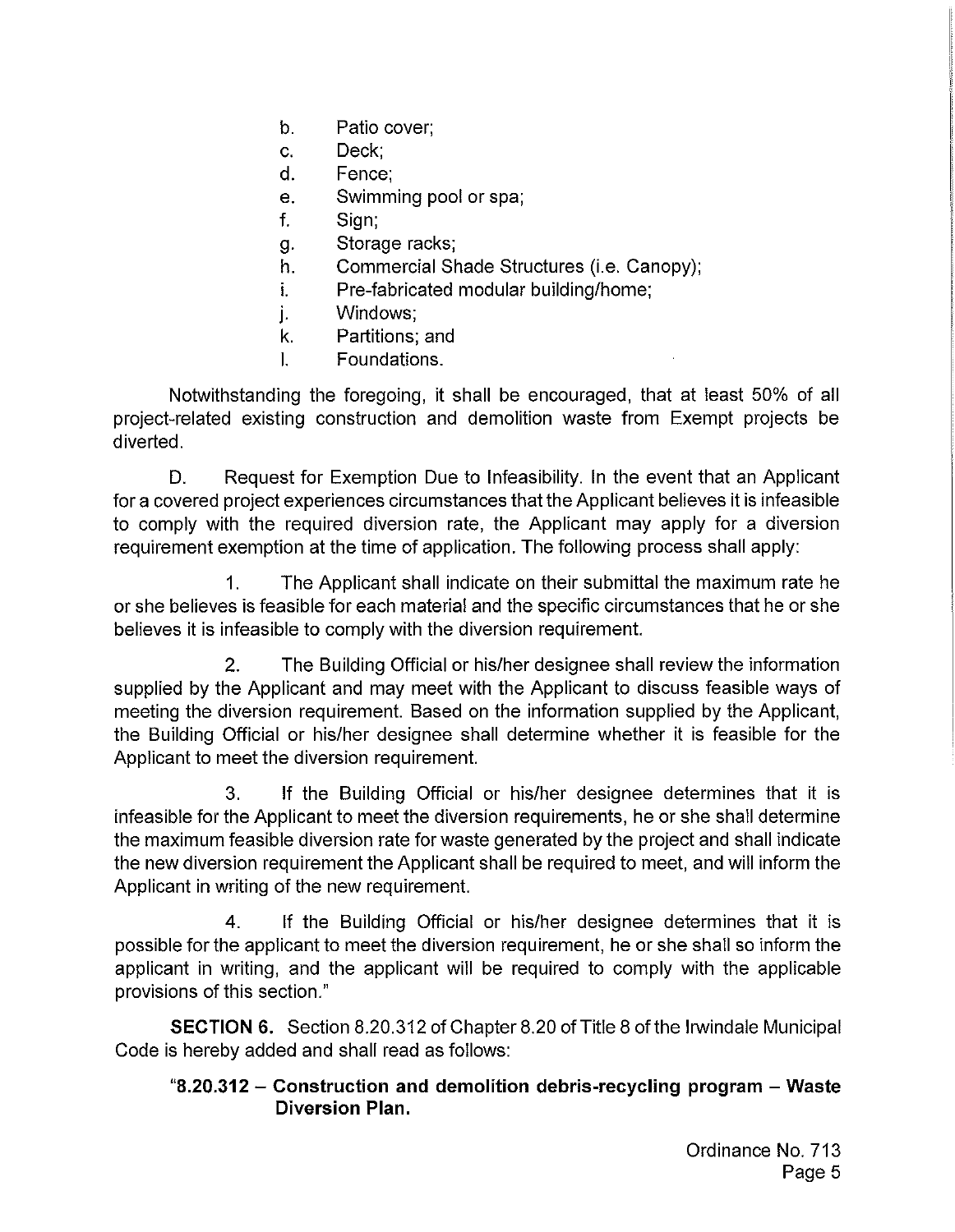b. Patio cover;
c. Deck;
d. Fence;
e. Swimming pool or spa;
f. Sign;
g. Storage racks;
h. Commercial Shade Structures (i.e. Canopy);
i. Pre-fabricated modular building/home;
j. Windows;
k. Partitions; and
l. Foundations.

Notwithstanding the foregoing, it shall be encouraged, that at least 50% of all project-related existing construction and demolition waste from Exempt projects be diverted.

D. Request for Exemption Due to Infeasibility. In the event that an Applicant for a covered project experiences circumstances that the Applicant believes it is infeasible to comply with the required diversion rate, the Applicant may apply for a diversion requirement exemption at the time of application. The following process shall apply:

1. The Applicant shall indicate on their submittal the maximum rate he or she believes is feasible for each material and the specific circumstances that he or she believes it is infeasible to comply with the diversion requirement.

2. The Building Official or his/her designee shall review the information supplied by the Applicant and may meet with the Applicant to discuss feasible ways of meeting the diversion requirement. Based on the information supplied by the Applicant, the Building Official or his/her designee shall determine whether it is feasible for the Applicant to meet the diversion requirement.

3. If the Building Official or his/her designee determines that it is infeasible for the Applicant to meet the diversion requirements, he or she shall determine the maximum feasible diversion rate for waste generated by the project and shall indicate the new diversion requirement the Applicant shall be required to meet, and will inform the Applicant in writing of the new requirement.

4. If the Building Official or his/her designee determines that it is possible for the applicant to meet the diversion requirement, he or she shall so inform the applicant in writing, and the applicant will be required to comply with the applicable provisions of this section."

**SECTION 6.** Section 8.20.312 of Chapter 8.20 of Title 8 of the Irwindale Municipal Code is hereby added and shall read as follows:

**"8.20.312 – Construction and demolition debris-recycling program – Waste Diversion Plan.**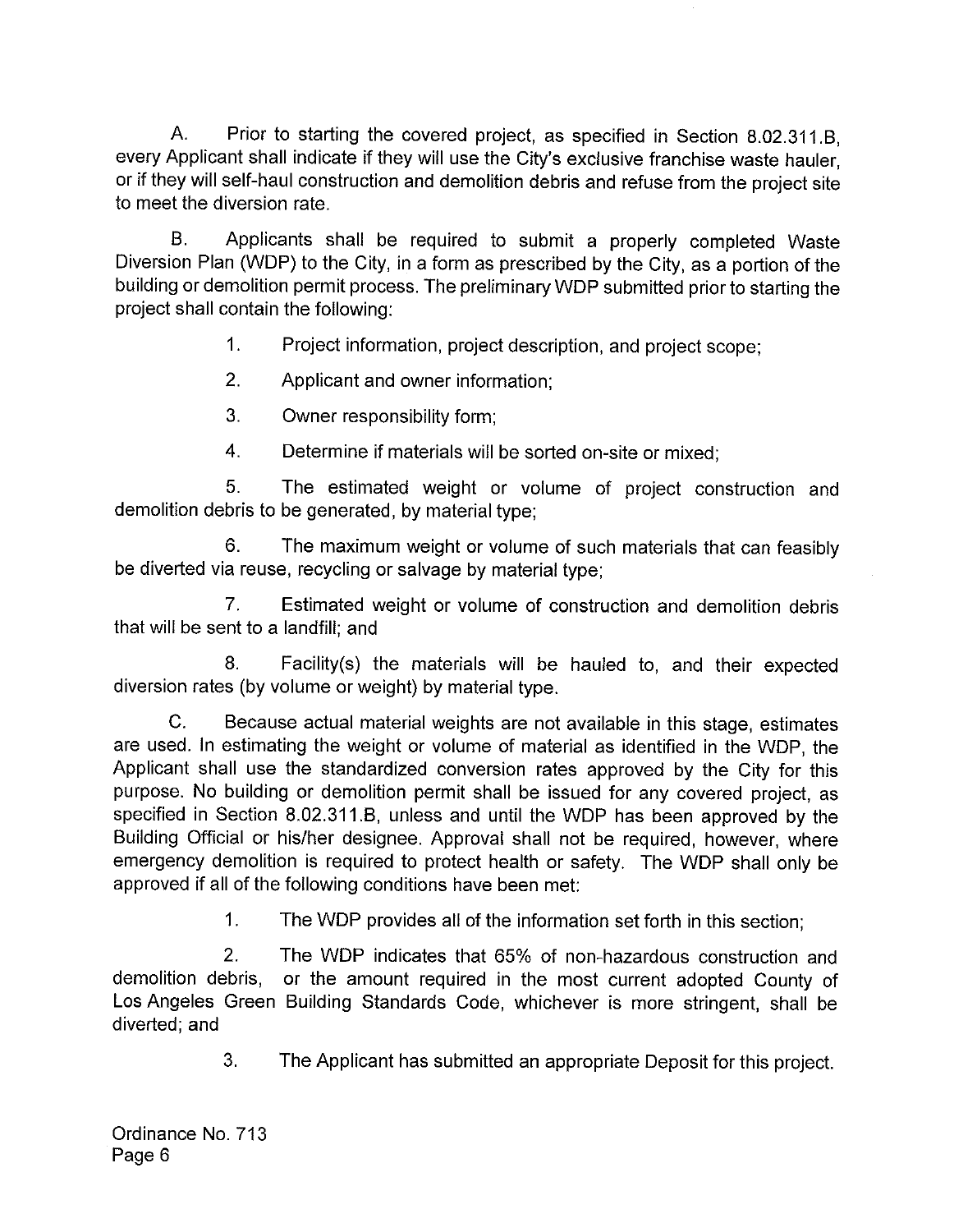A. Prior to starting the covered project, as specified in Section 8.02.311.B, every Applicant shall indicate if they will use the City's exclusive franchise waste hauler, or if they will self-haul construction and demolition debris and refuse from the project site to meet the diversion rate.

B. Applicants shall be required to submit a properly completed Waste Diversion Plan (WDP) to the City, in a form as prescribed by the City, as a portion of the building or demolition permit process. The preliminary WDP submitted prior to starting the project shall contain the following:

1. Project information, project description, and project scope;

2. Applicant and owner information;

3. Owner responsibility form;

4. Determine if materials will be sorted on-site or mixed;

5. The estimated weight or volume of project construction and demolition debris to be generated, by material type;

6. The maximum weight or volume of such materials that can feasibly be diverted via reuse, recycling or salvage by material type;

7. Estimated weight or volume of construction and demolition debris that will be sent to a landfill; and

8. Facility(s) the materials will be hauled to, and their expected diversion rates (by volume or weight) by material type.

C. Because actual material weights are not available in this stage, estimates are used. In estimating the weight or volume of material as identified in the WDP, the Applicant shall use the standardized conversion rates approved by the City for this purpose. No building or demolition permit shall be issued for any covered project, as specified in Section 8.02.311.B, unless and until the WDP has been approved by the Building Official or his/her designee. Approval shall not be required, however, where emergency demolition is required to protect health or safety. The WDP shall only be approved if all of the following conditions have been met:

1. The WDP provides all of the information set forth in this section;

2. The WDP indicates that 65% of non-hazardous construction and demolition debris, or the amount required in the most current adopted County of Los Angeles Green Building Standards Code, whichever is more stringent, shall be diverted; and

3. The Applicant has submitted an appropriate Deposit for this project.

Ordinance No. 713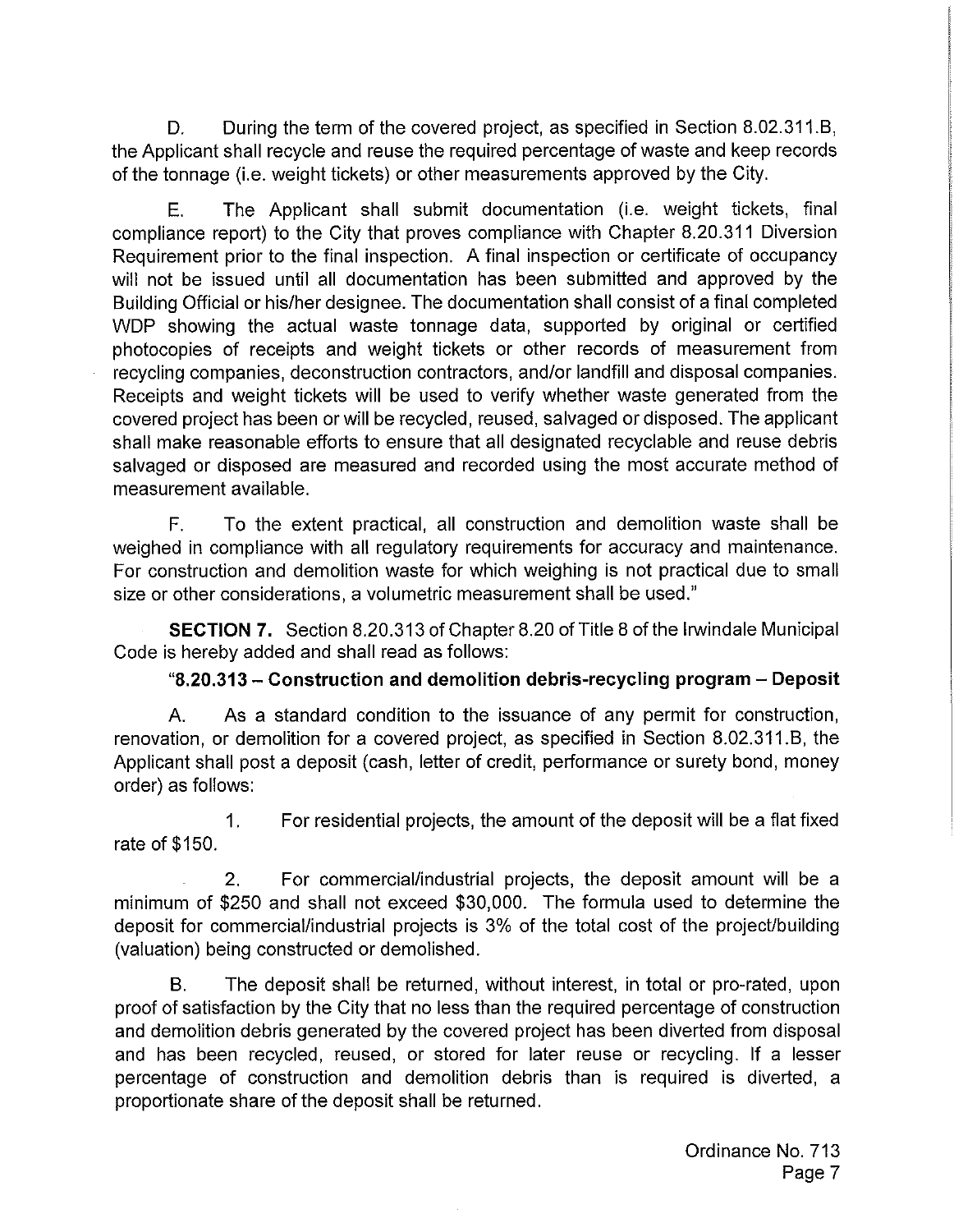D. During the term of the covered project, as specified in Section 8.02.311.B, the Applicant shall recycle and reuse the required percentage of waste and keep records of the tonnage (i.e. weight tickets) or other measurements approved by the City.

E. The Applicant shall submit documentation (i.e. weight tickets, final compliance report) to the City that proves compliance with Chapter 8.20.311 Diversion Requirement prior to the final inspection. A final inspection or certificate of occupancy will not be issued until all documentation has been submitted and approved by the Building Official or his/her designee. The documentation shall consist of a final completed WDP showing the actual waste tonnage data, supported by original or certified photocopies of receipts and weight tickets or other records of measurement from recycling companies, deconstruction contractors, and/or landfill and disposal companies. Receipts and weight tickets will be used to verify whether waste generated from the covered project has been or will be recycled, reused, salvaged or disposed. The applicant shall make reasonable efforts to ensure that all designated recyclable and reuse debris salvaged or disposed are measured and recorded using the most accurate method of measurement available.

F. To the extent practical, all construction and demolition waste shall be weighed in compliance with all regulatory requirements for accuracy and maintenance. For construction and demolition waste for which weighing is not practical due to small size or other considerations, a volumetric measurement shall be used."

**SECTION 7.** Section 8.20.313 of Chapter 8.20 of Title 8 of the Irwindale Municipal Code is hereby added and shall read as follows:

**"8.20.313 – Construction and demolition debris-recycling program – Deposit**

A. As a standard condition to the issuance of any permit for construction, renovation, or demolition for a covered project, as specified in Section 8.02.311.B, the Applicant shall post a deposit (cash, letter of credit, performance or surety bond, money order) as follows:

1. For residential projects, the amount of the deposit will be a flat fixed rate of $150.

2. For commercial/industrial projects, the deposit amount will be a minimum of $250 and shall not exceed $30,000. The formula used to determine the deposit for commercial/industrial projects is 3% of the total cost of the project/building (valuation) being constructed or demolished.

B. The deposit shall be returned, without interest, in total or pro-rated, upon proof of satisfaction by the City that no less than the required percentage of construction and demolition debris generated by the covered project has been diverted from disposal and has been recycled, reused, or stored for later reuse or recycling. If a lesser percentage of construction and demolition debris than is required is diverted, a proportionate share of the deposit shall be returned.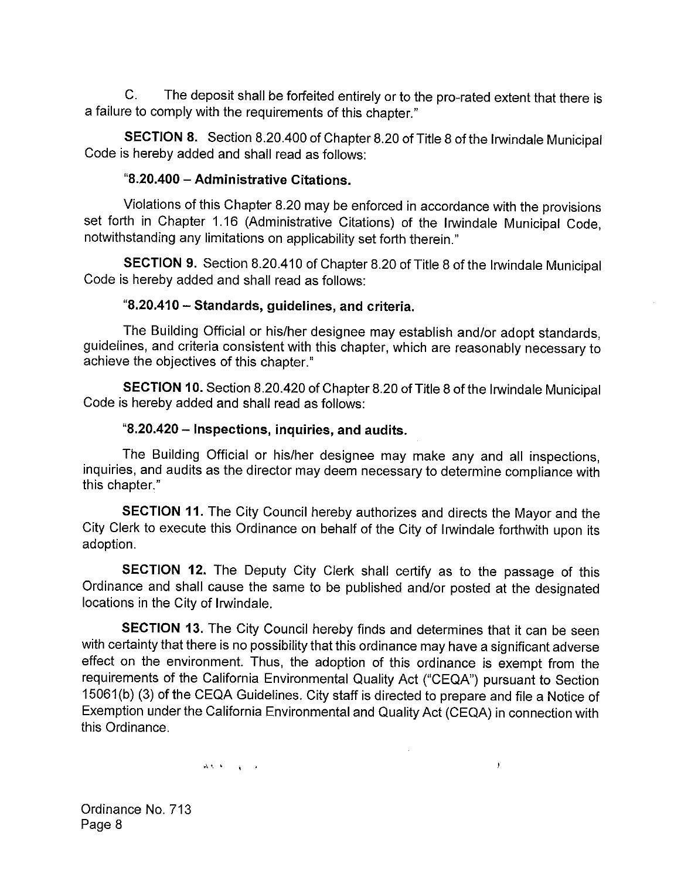C. The deposit shall be forfeited entirely or to the pro-rated extent that there is a failure to comply with the requirements of this chapter."

**SECTION 8.** Section 8.20.400 of Chapter 8.20 of Title 8 of the Irwindale Municipal Code is hereby added and shall read as follows:

**"8.20.400 – Administrative Citations.**

Violations of this Chapter 8.20 may be enforced in accordance with the provisions set forth in Chapter 1.16 (Administrative Citations) of the Irwindale Municipal Code, notwithstanding any limitations on applicability set forth therein."

**SECTION 9.** Section 8.20.410 of Chapter 8.20 of Title 8 of the Irwindale Municipal Code is hereby added and shall read as follows:

**"8.20.410 – Standards, guidelines, and criteria.**

The Building Official or his/her designee may establish and/or adopt standards, guidelines, and criteria consistent with this chapter, which are reasonably necessary to achieve the objectives of this chapter."

**SECTION 10.** Section 8.20.420 of Chapter 8.20 of Title 8 of the Irwindale Municipal Code is hereby added and shall read as follows:

**"8.20.420 – Inspections, inquiries, and audits.**

The Building Official or his/her designee may make any and all inspections, inquiries, and audits as the director may deem necessary to determine compliance with this chapter."

**SECTION 11.** The City Council hereby authorizes and directs the Mayor and the City Clerk to execute this Ordinance on behalf of the City of Irwindale forthwith upon its adoption.

**SECTION 12.** The Deputy City Clerk shall certify as to the passage of this Ordinance and shall cause the same to be published and/or posted at the designated locations in the City of Irwindale.

**SECTION 13.** The City Council hereby finds and determines that it can be seen with certainty that there is no possibility that this ordinance may have a significant adverse effect on the environment. Thus, the adoption of this ordinance is exempt from the requirements of the California Environmental Quality Act ("CEQA") pursuant to Section 15061(b) (3) of the CEQA Guidelines. City staff is directed to prepare and file a Notice of Exemption under the California Environmental and Quality Act (CEQA) in connection with this Ordinance.

Ordinance No. 713
Page 8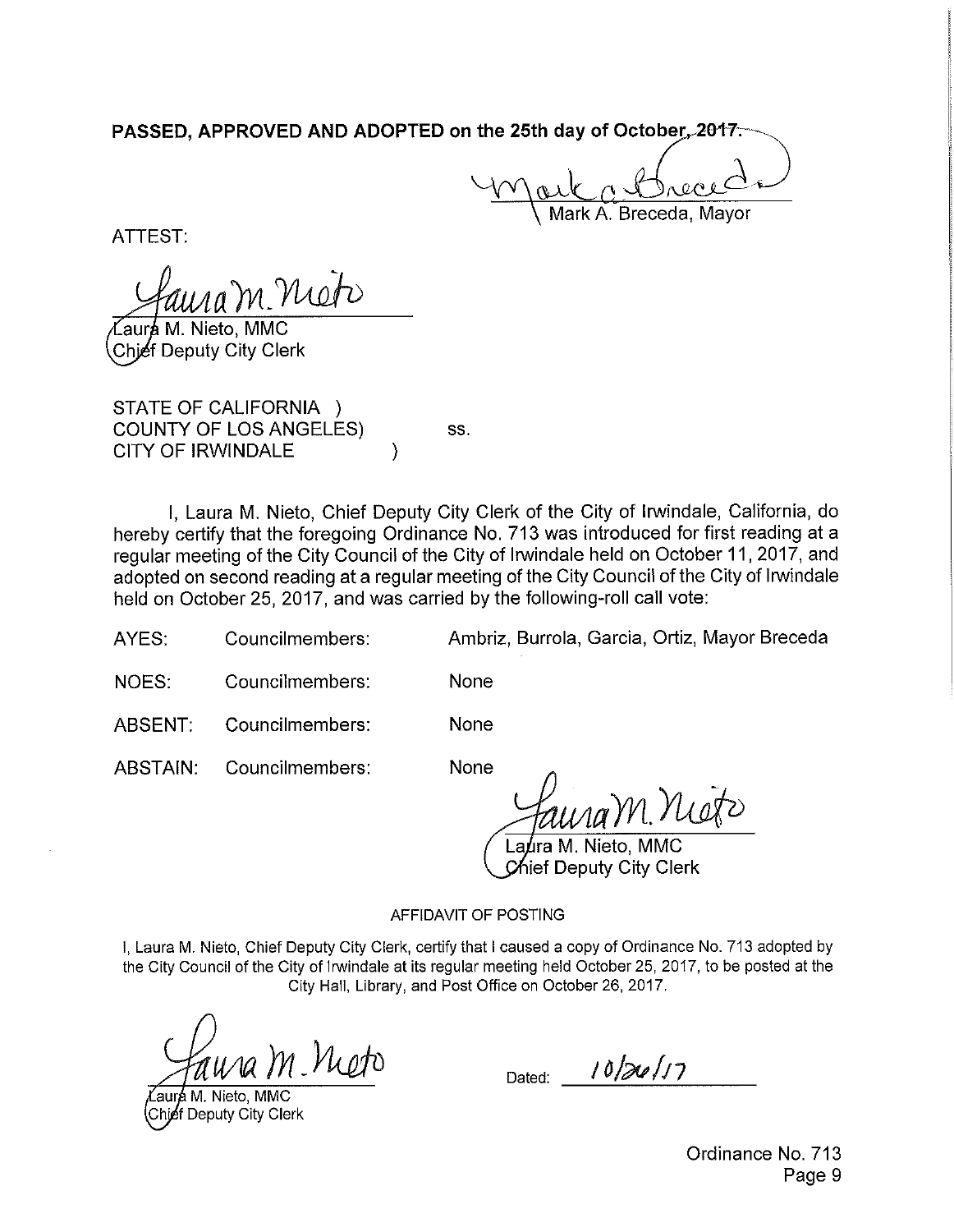**PASSED, APPROVED AND ADOPTED on the 25th day of October, 2017.**

Mark A. Breceda, Mayor

ATTEST:

Laura M. Nieto, MMC
Chief Deputy City Clerk

STATE OF CALIFORNIA )
COUNTY OF LOS ANGELES) ss.
CITY OF IRWINDALE )

I, Laura M. Nieto, Chief Deputy City Clerk of the City of Irwindale, California, do hereby certify that the foregoing Ordinance No. 713 was introduced for first reading at a regular meeting of the City Council of the City of Irwindale held on October 11, 2017, and adopted on second reading at a regular meeting of the City Council of the City of Irwindale held on October 25, 2017, and was carried by the following-roll call vote:

| | | |
|---|---|---|
| AYES: | Councilmembers: | Ambriz, Burrola, Garcia, Ortiz, Mayor Breceda |
| NOES: | Councilmembers: | None |
| ABSENT: | Councilmembers: | None |
| ABSTAIN: | Councilmembers: | None |

Laura M. Nieto, MMC
Chief Deputy City Clerk

AFFIDAVIT OF POSTING

I, Laura M. Nieto, Chief Deputy City Clerk, certify that I caused a copy of Ordinance No. 713 adopted by the City Council of the City of Irwindale at its regular meeting held October 25, 2017, to be posted at the City Hall, Library, and Post Office on October 26, 2017.

Laura M. Nieto, MMC
Chief Deputy City Clerk

Dated: 10/26/17